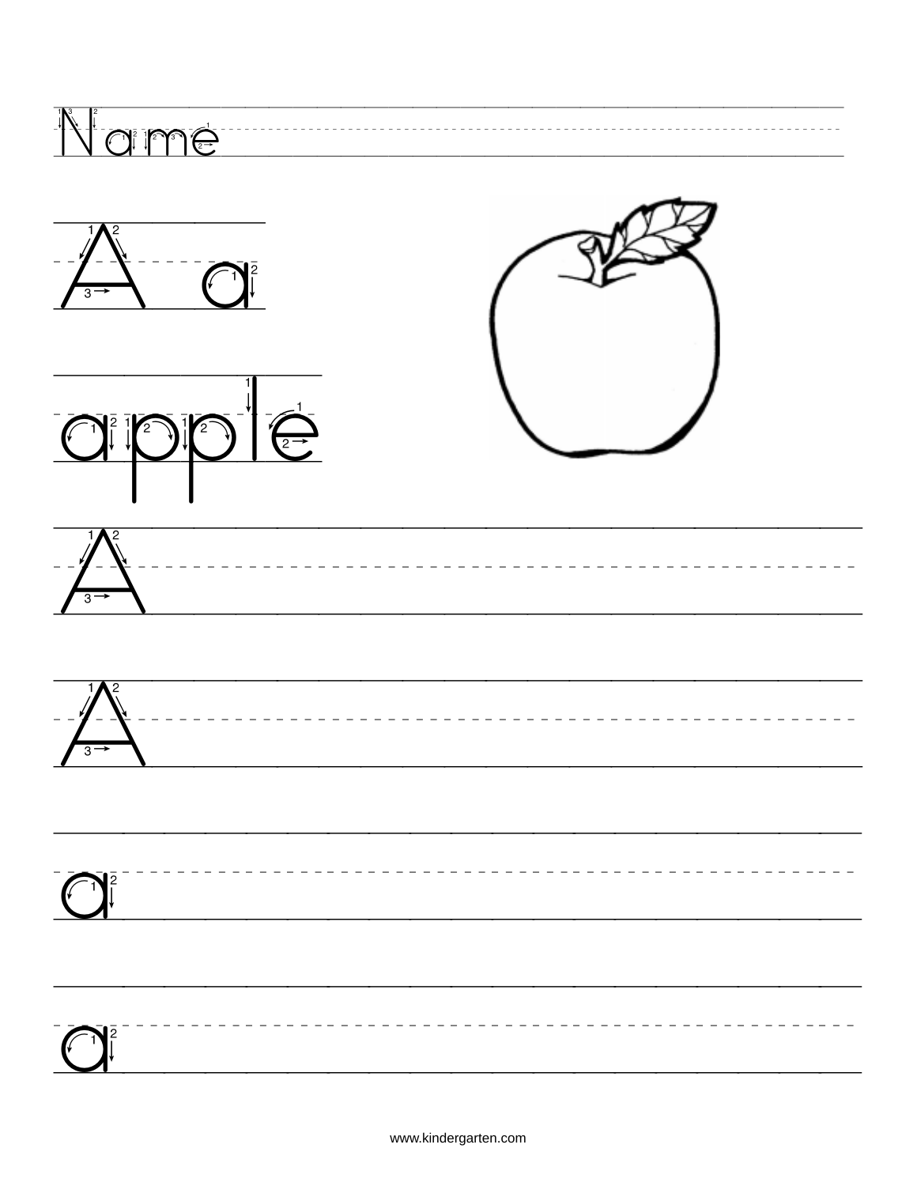Name

A a

apple

A

A

a

a

www.kindergarten.com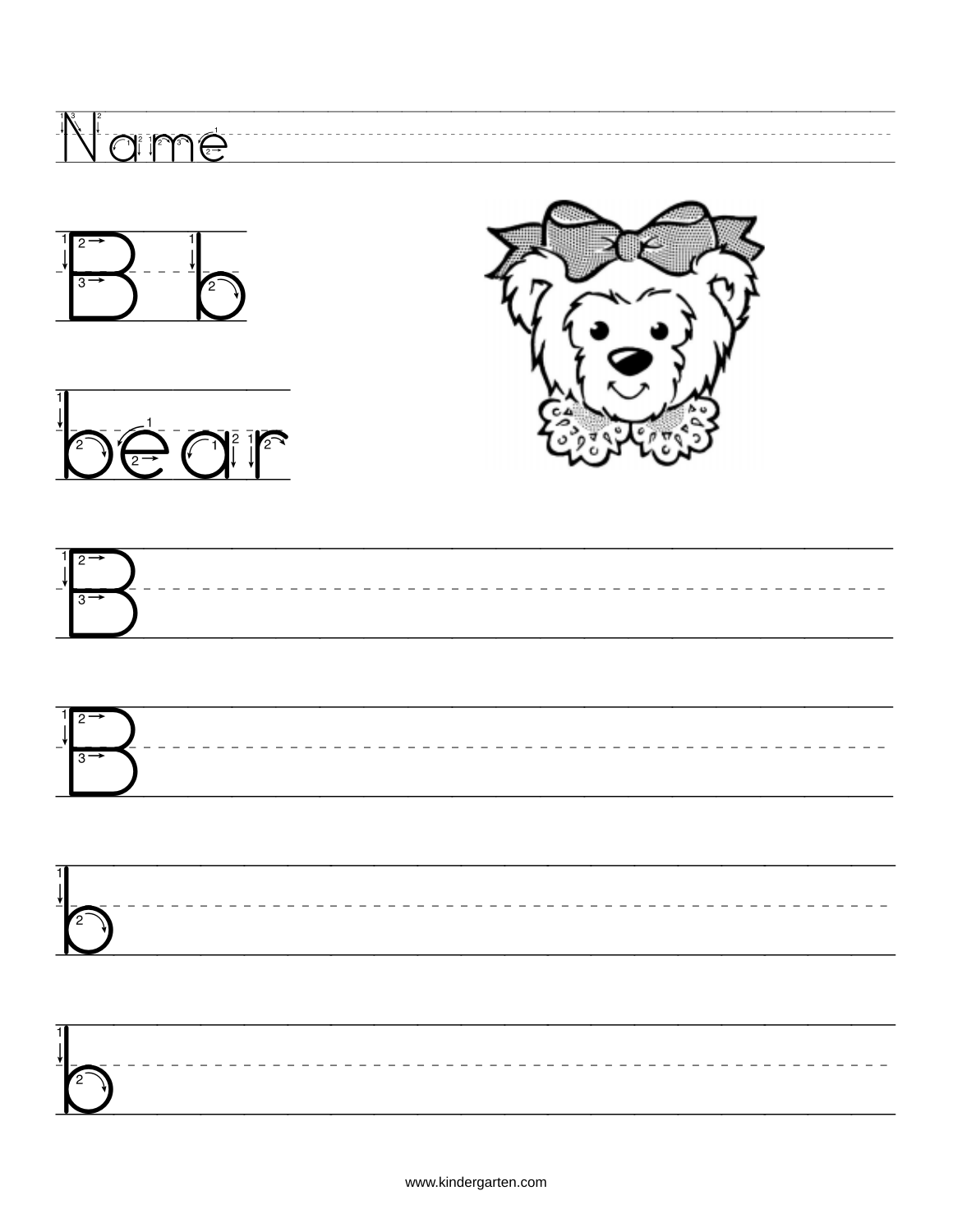Name

B b

bear

B

B

b

b

www.kindergarten.com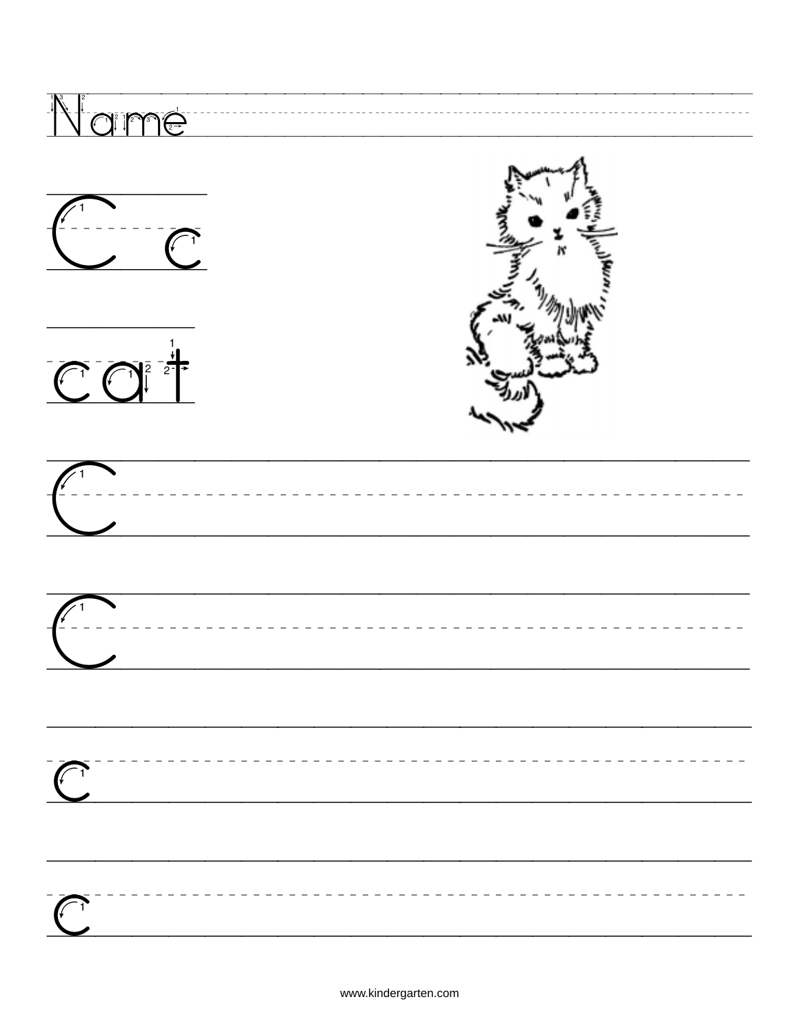Name

C c

cat

C

C

c

c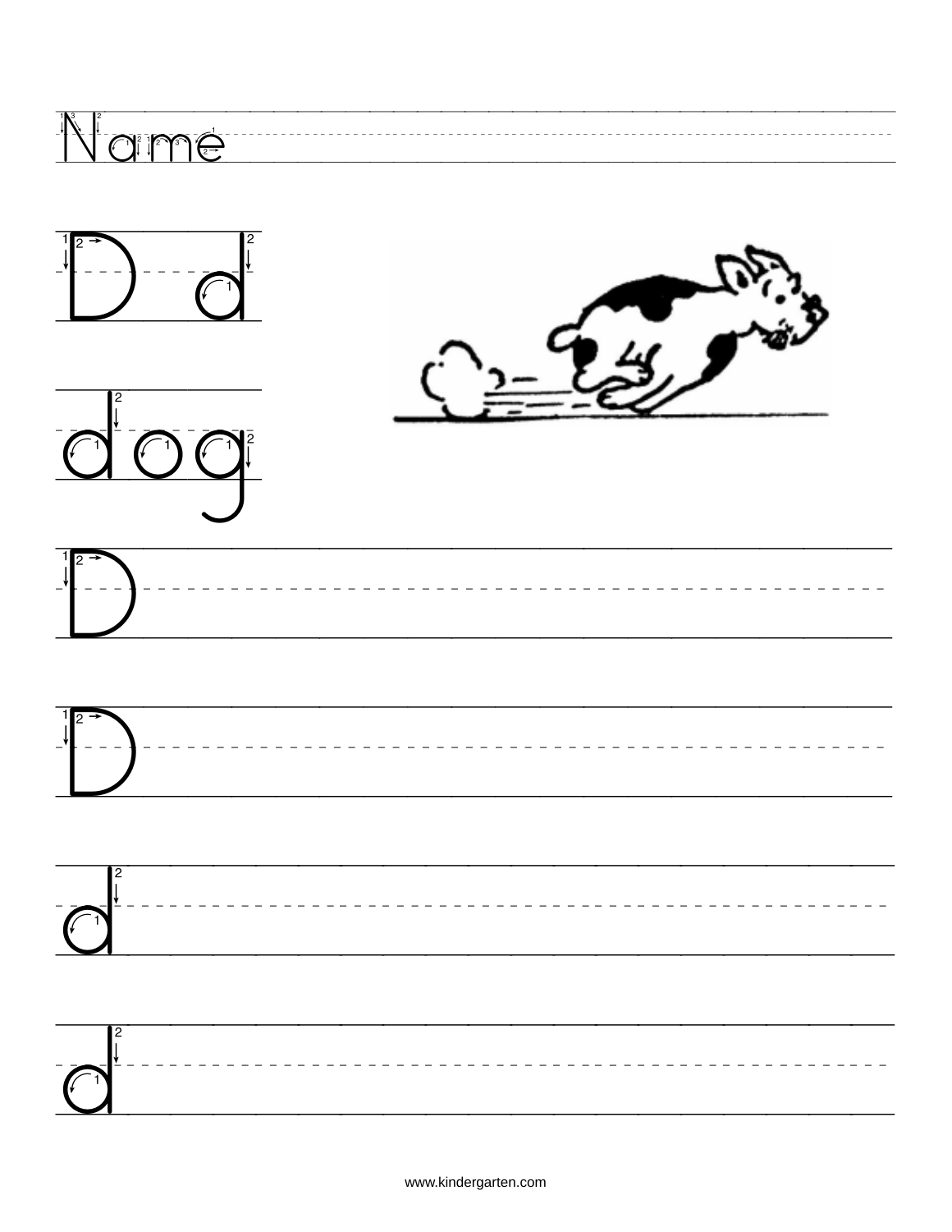Name

D d

dog

D

D

d

d

www.kindergarten.com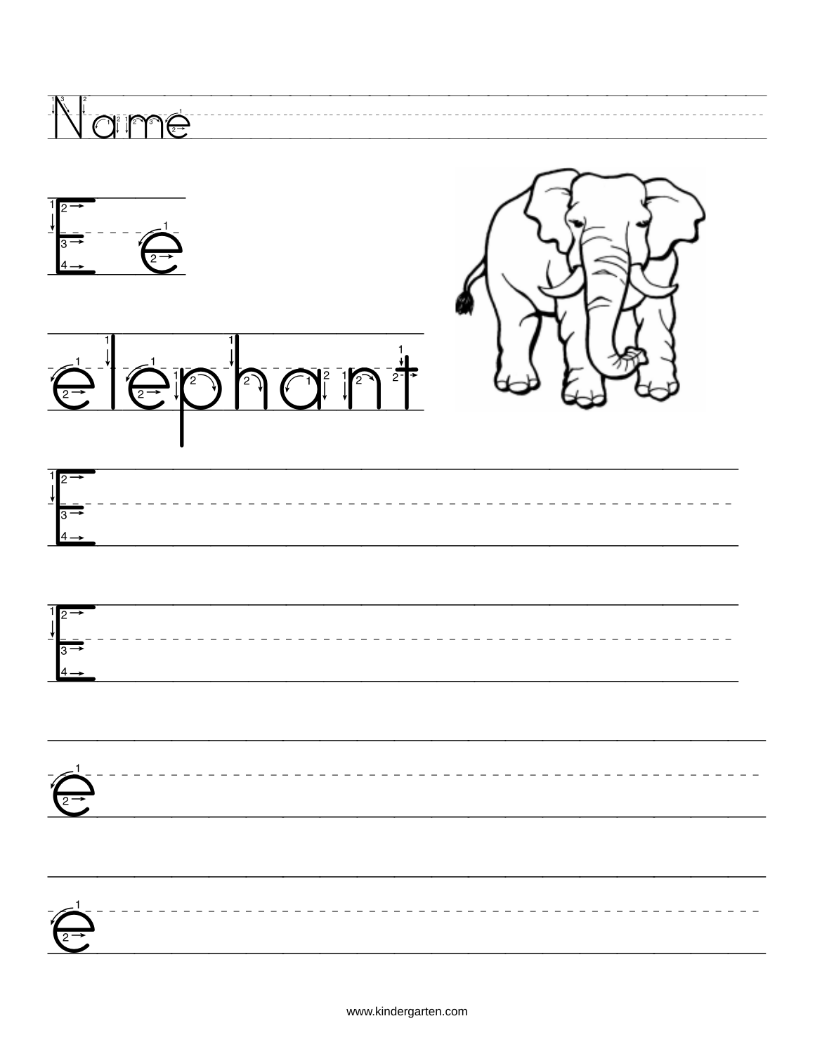Name

E e

elephant

E

E

e

e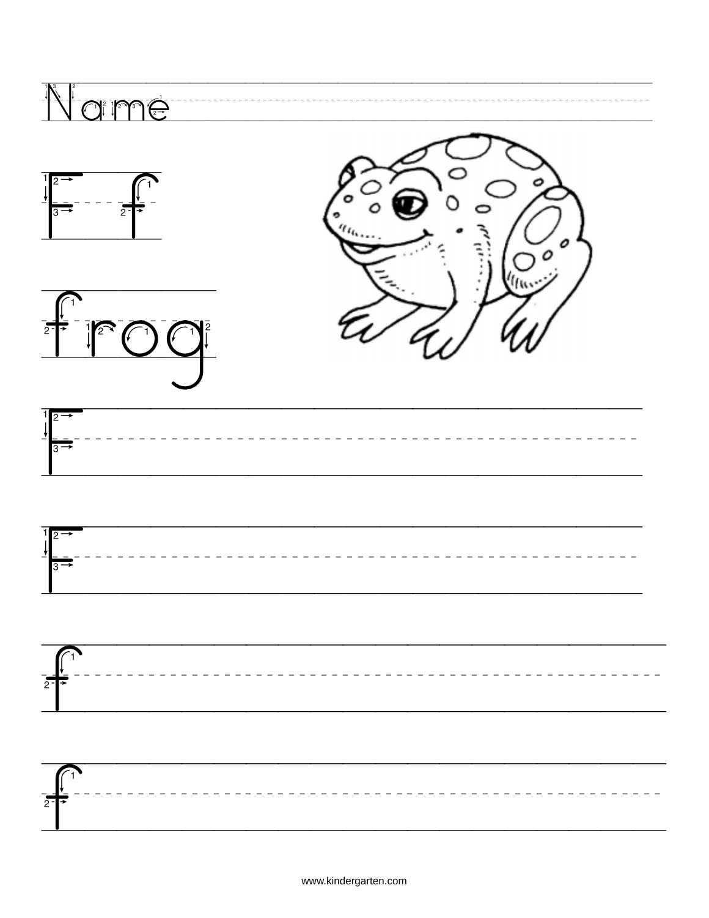Name

F f

frog

F

F

f

f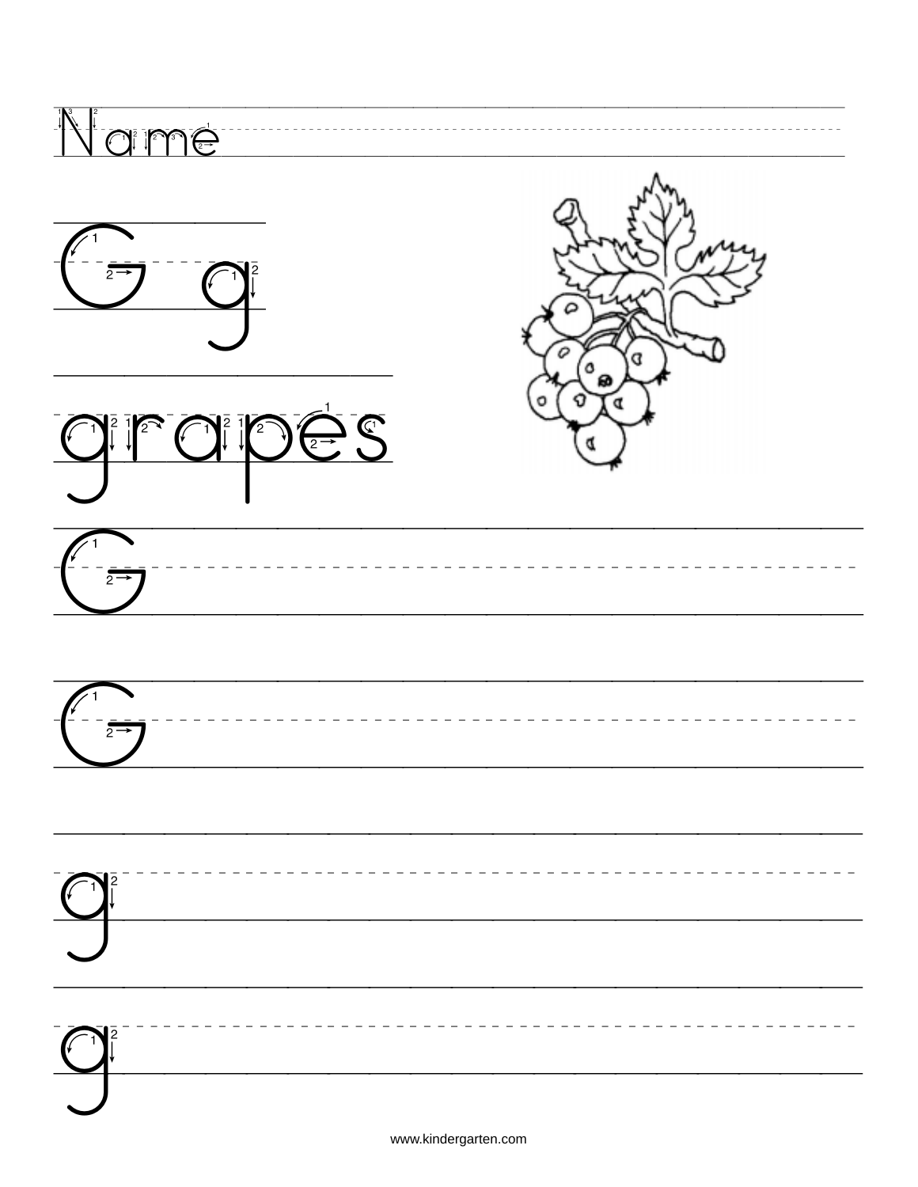Name

G g

grapes

G

G

g

g

www.kindergarten.com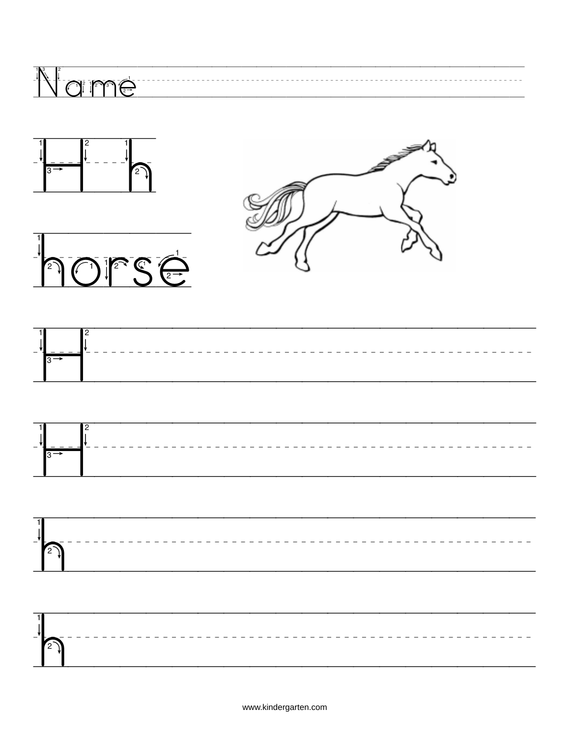Name

H h

horse

H

H

h

h

www.kindergarten.com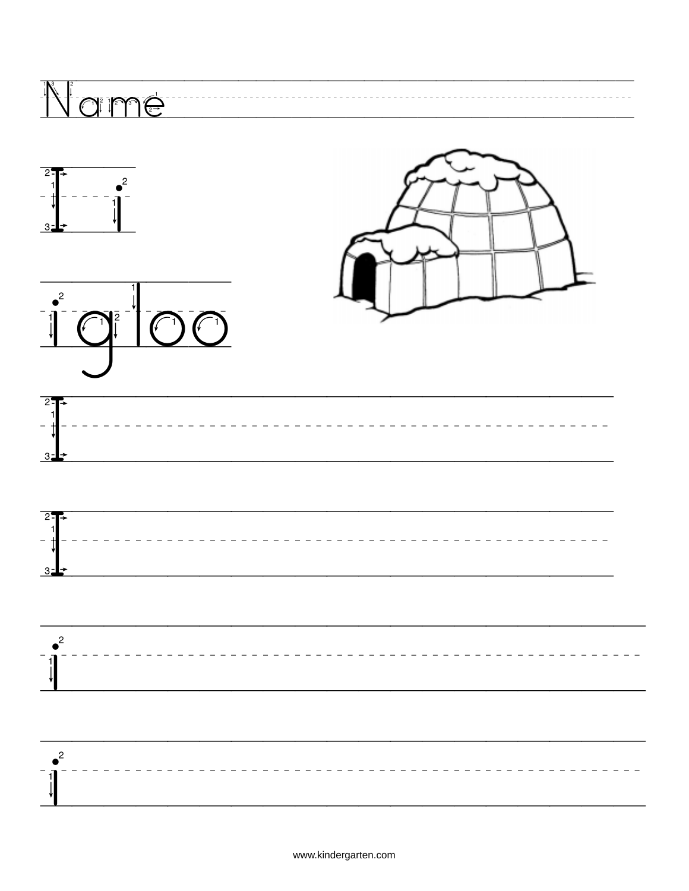Name

I i

igloo

I

I

i

i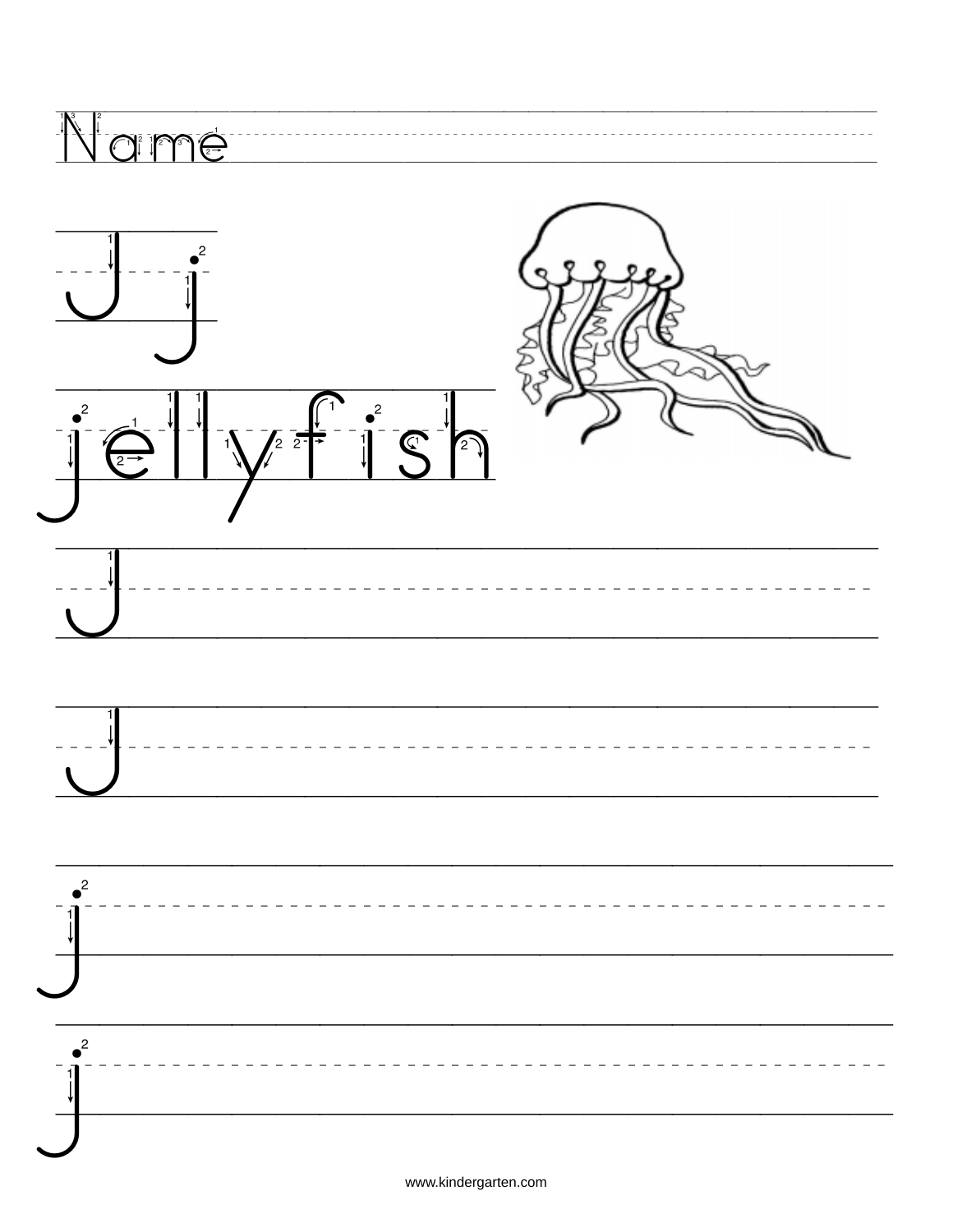Name

J j

jellyfish

J

J

j

j

www.kindergarten.com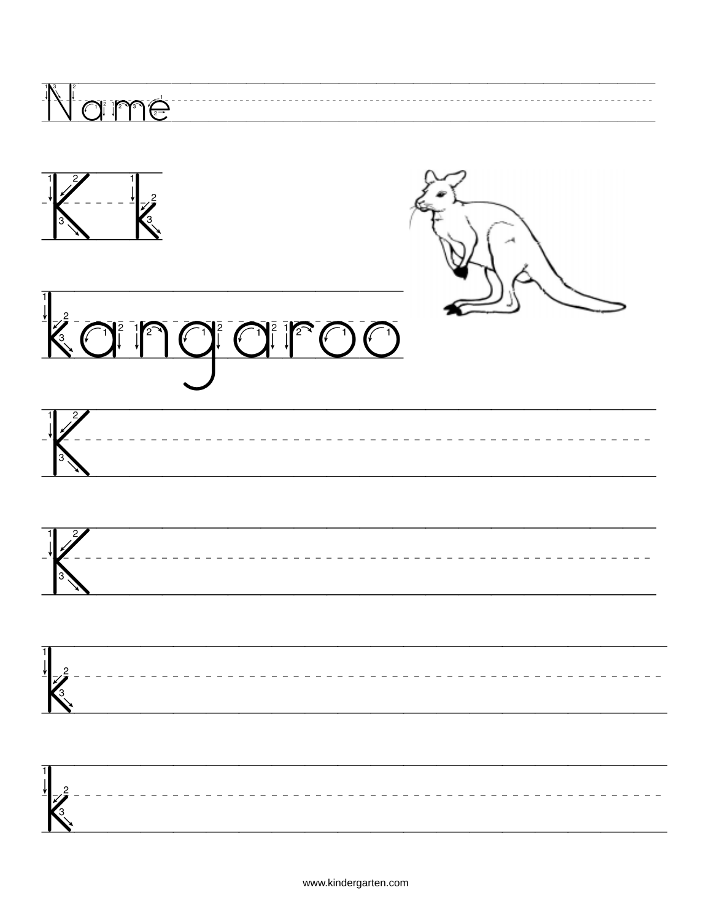Name

K k

kangaroo

K

K

k

k

www.kindergarten.com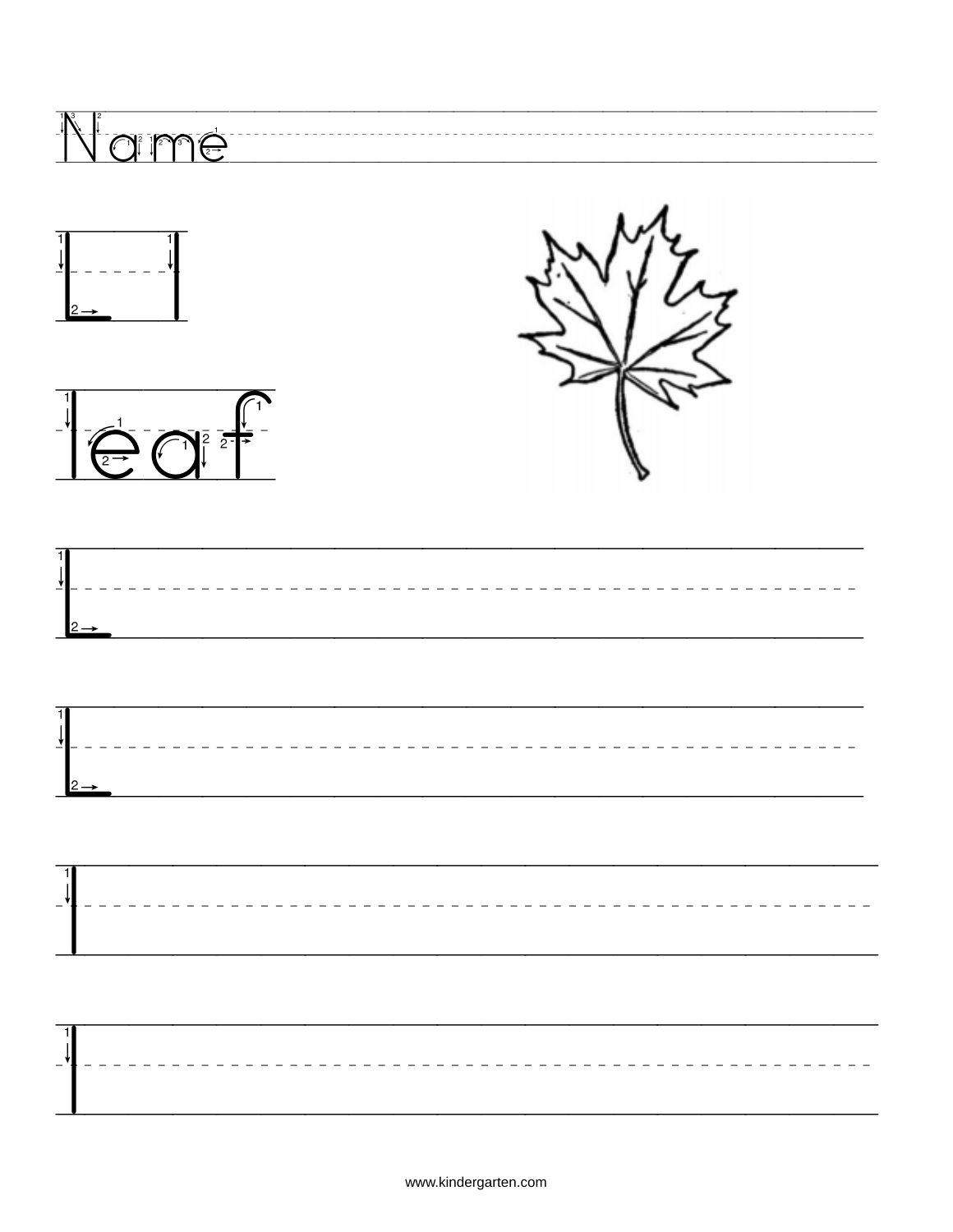Name

L l

leaf

L

L

l

l

www.kindergarten.com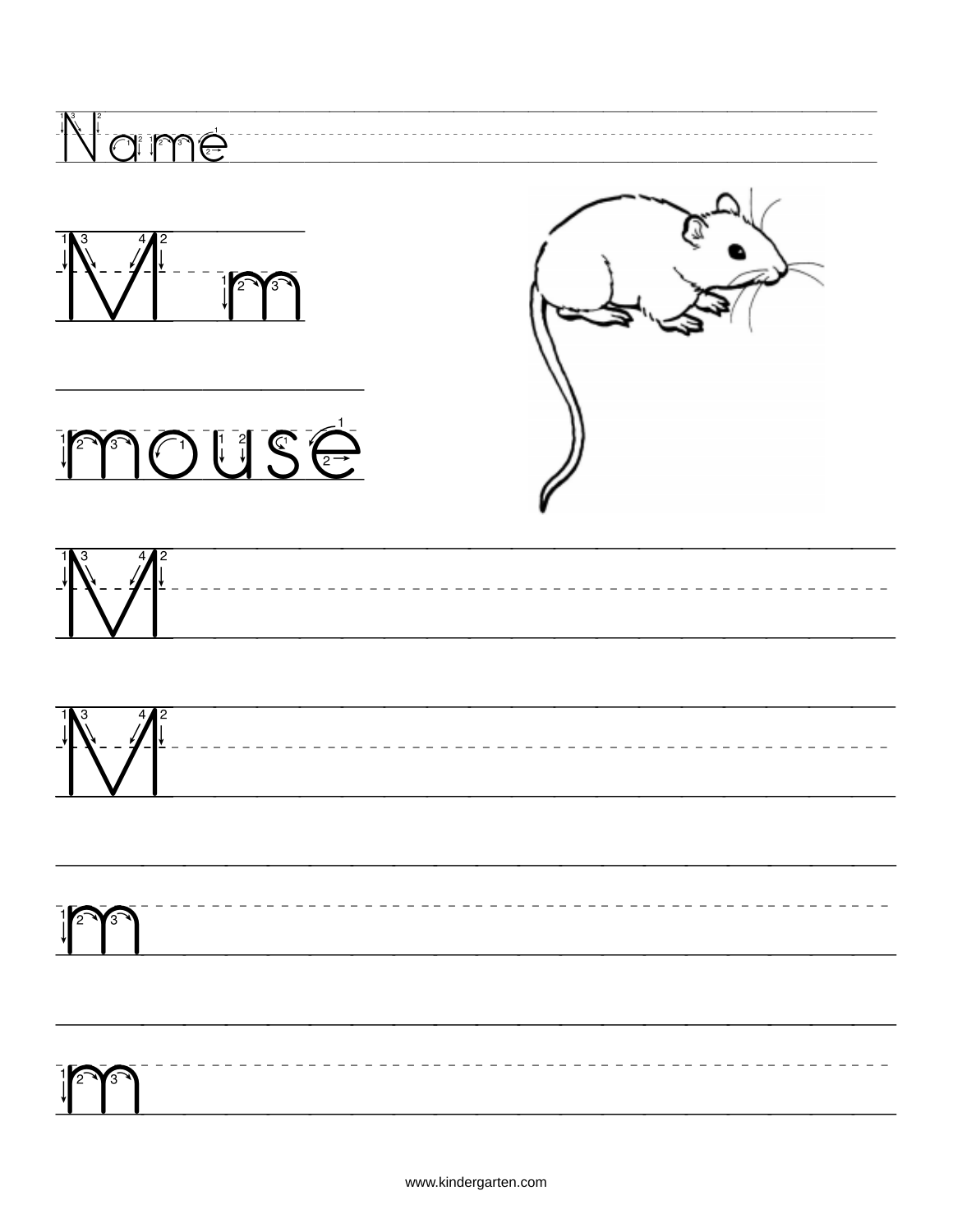Name

M m

mouse

M

M

m

m

www.kindergarten.com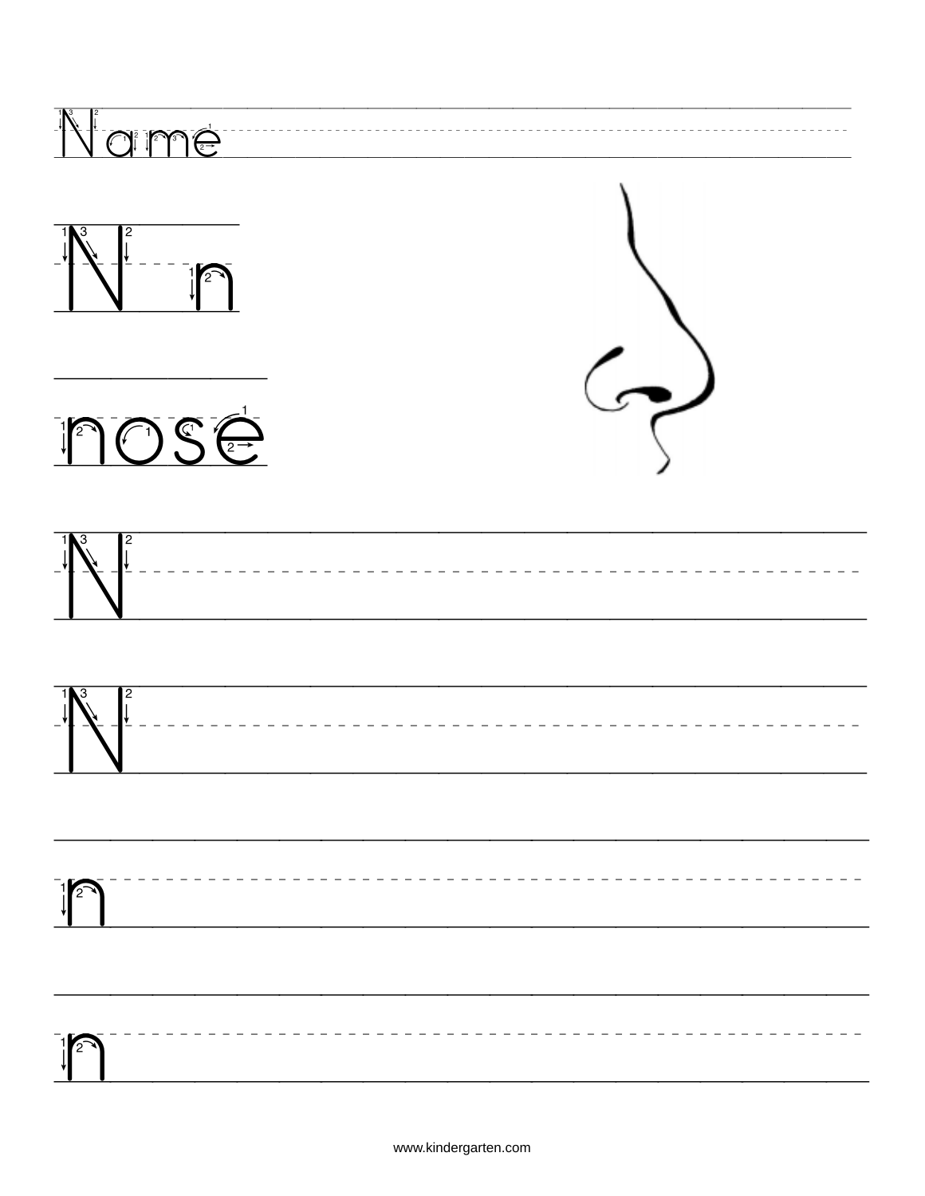Name

N n

nose

N

N

n

n

www.kindergarten.com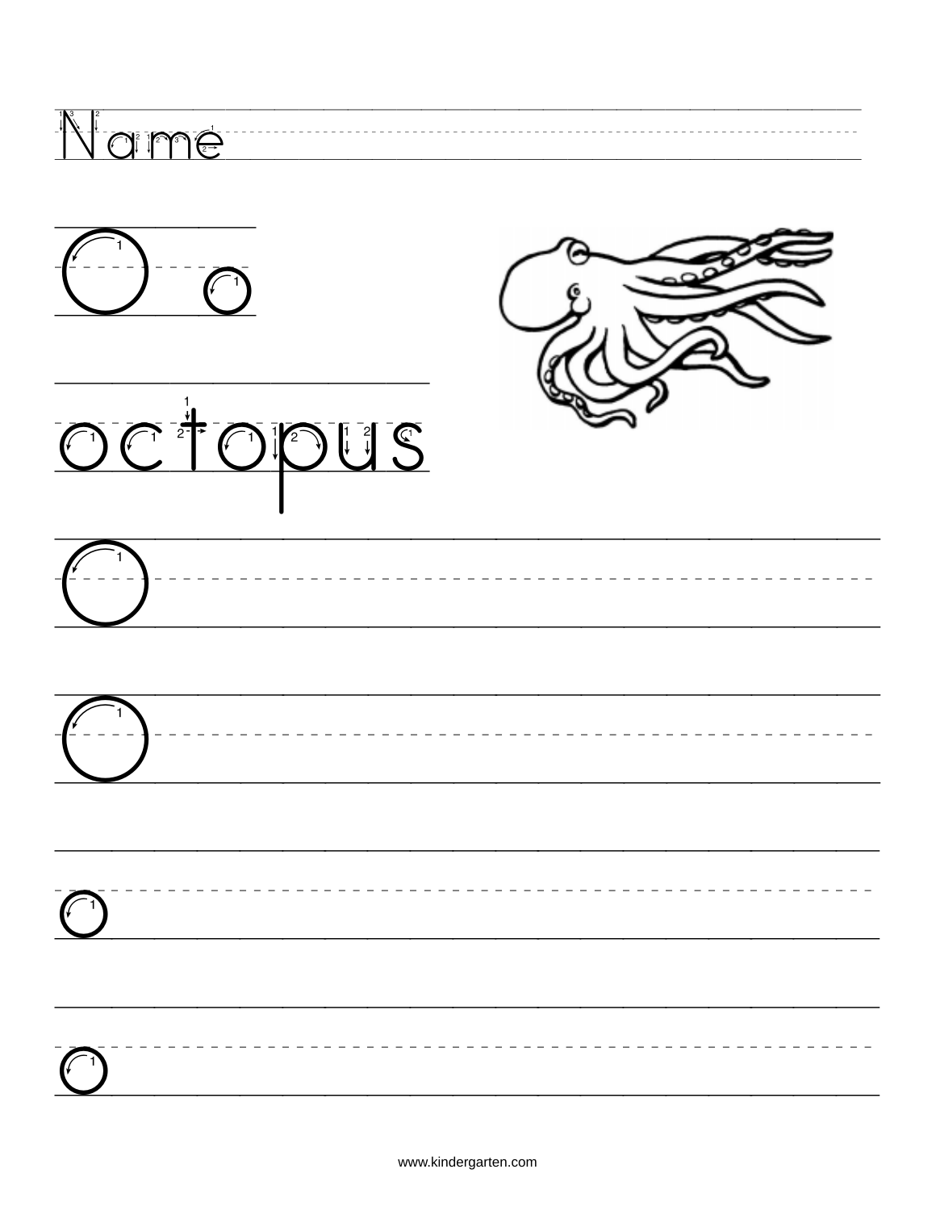Name

O o

octopus

O

O

o

o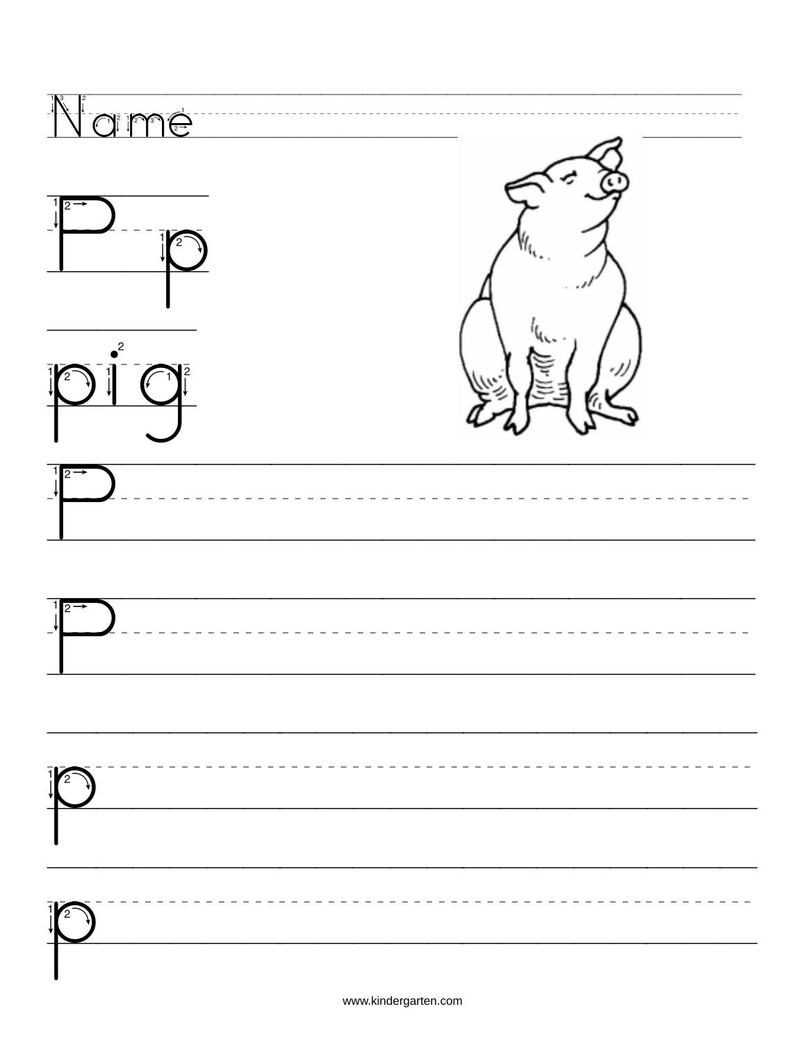Name

P p

pig

P

P

p

p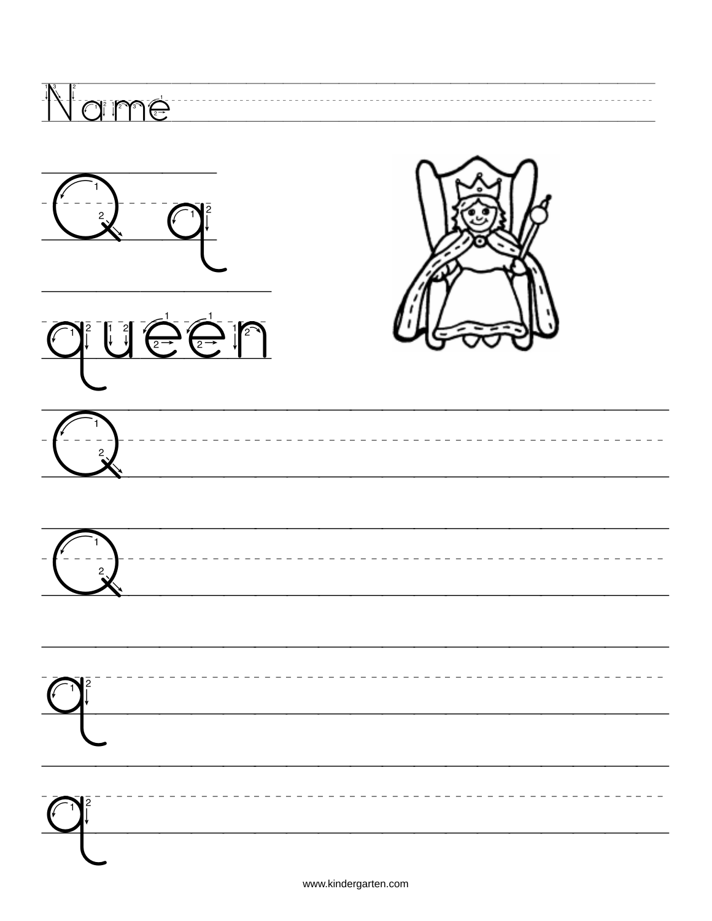Name

Q q

queen

Q

Q

q

q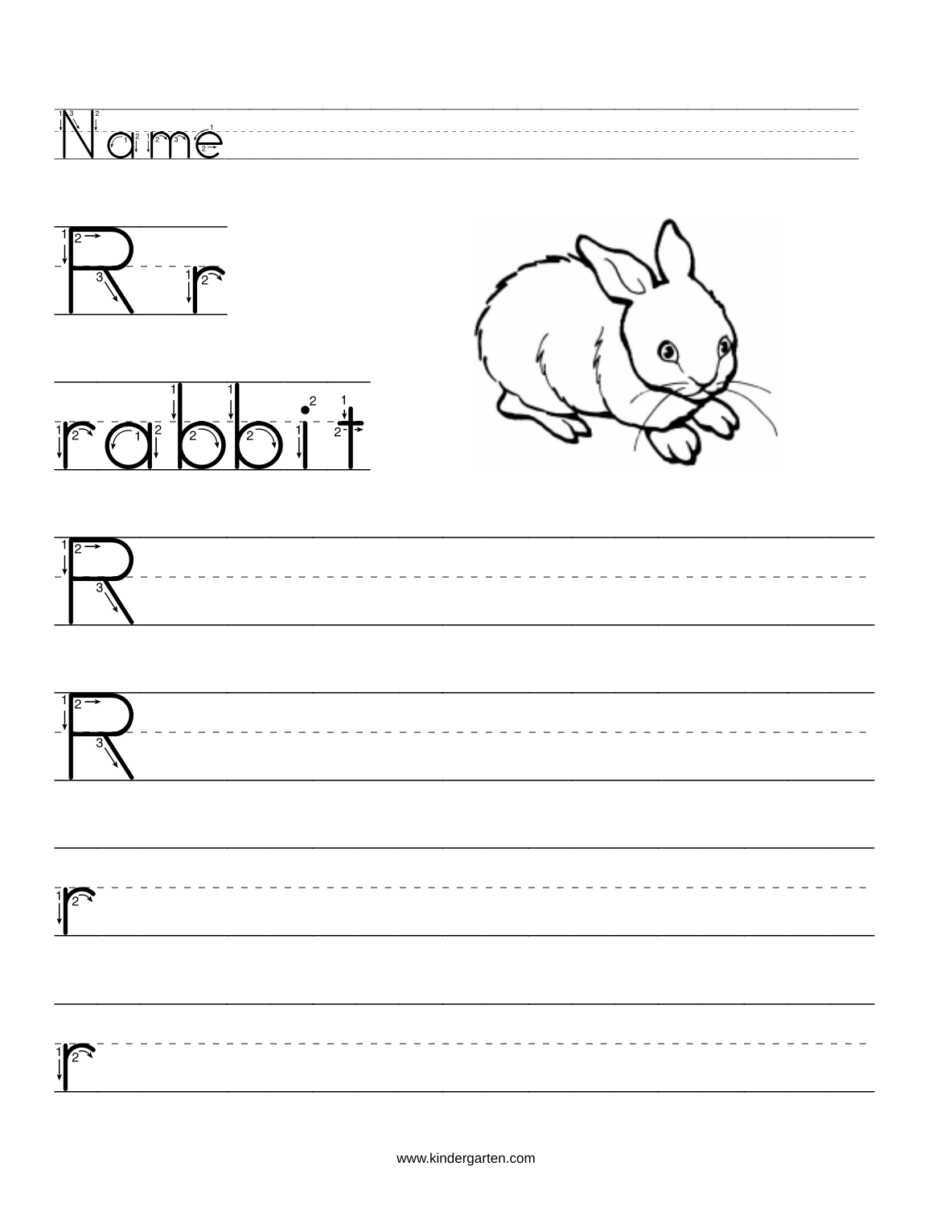Name

R r

rabbit

R

R

r

r

www.kindergarten.com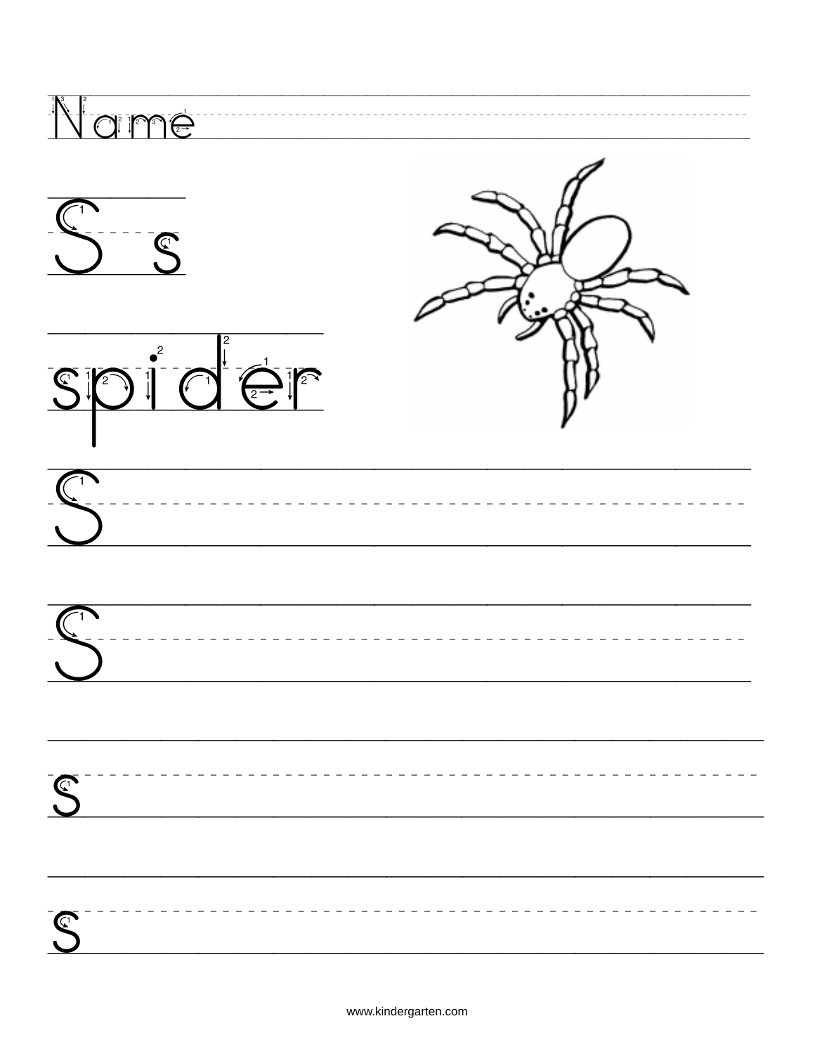Name

S s

spider

S

S

s

s

www.kindergarten.com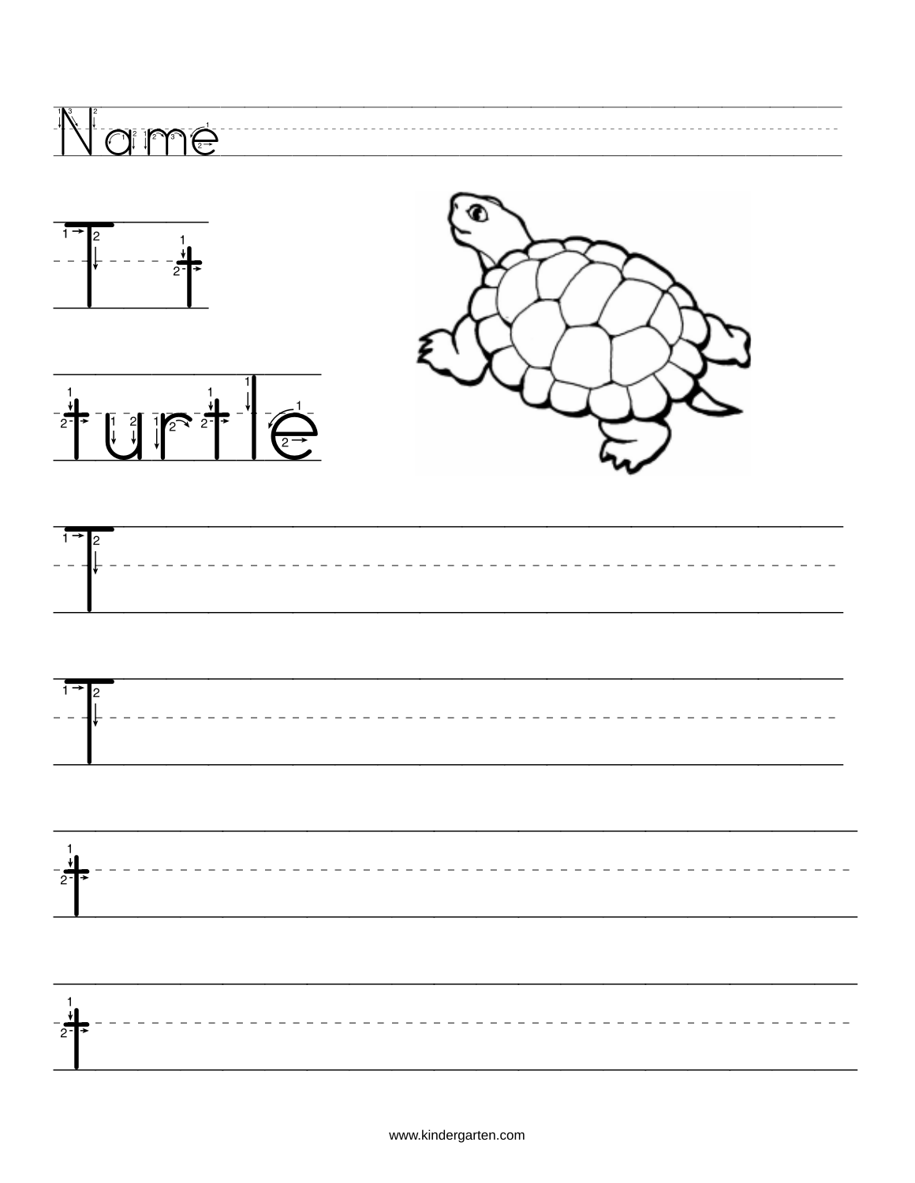Name

T t

turtle

T

T

t

t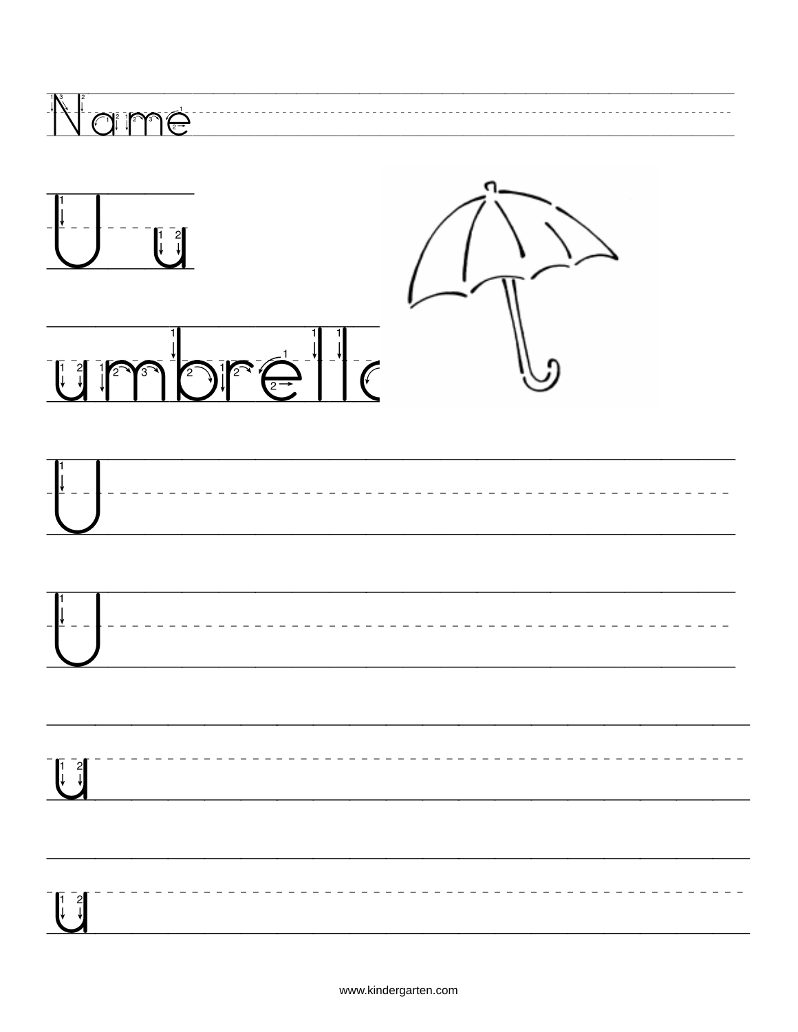Name

U u

umbrella

U

U

u

u

www.kindergarten.com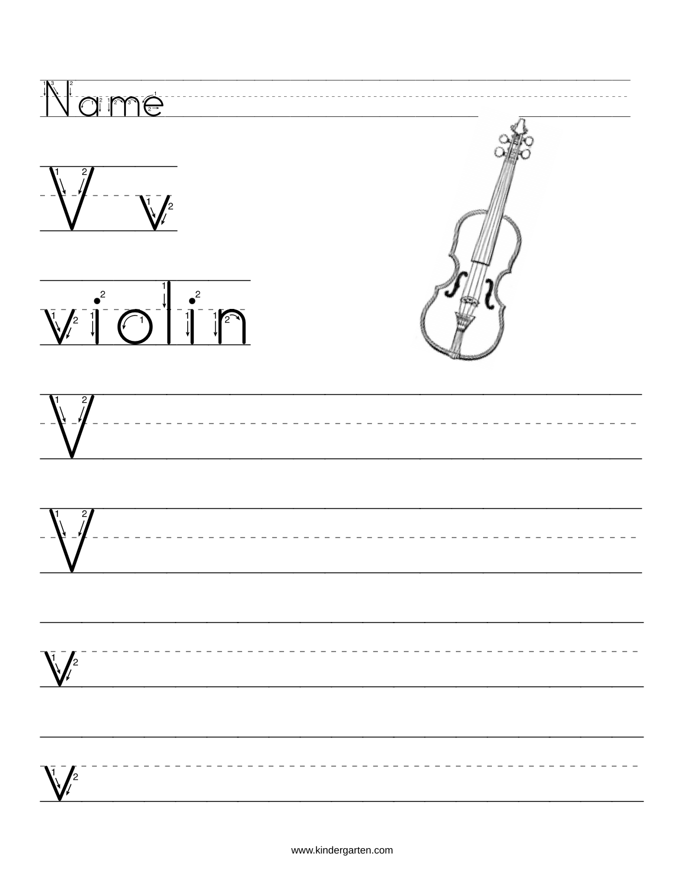Name

V v

violin

V

V

v

v

www.kindergarten.com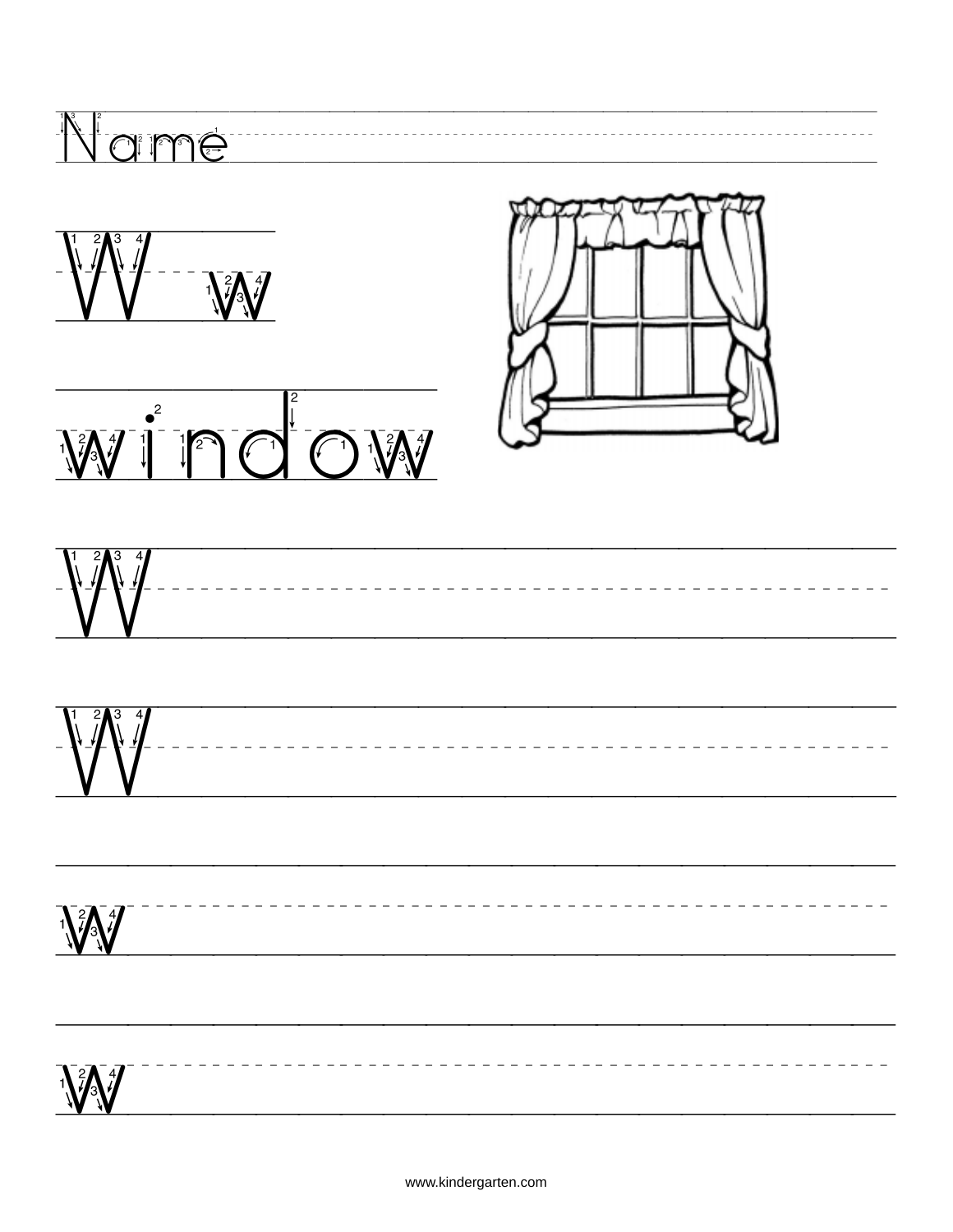Name

W w

window

W

W

w

w

www.kindergarten.com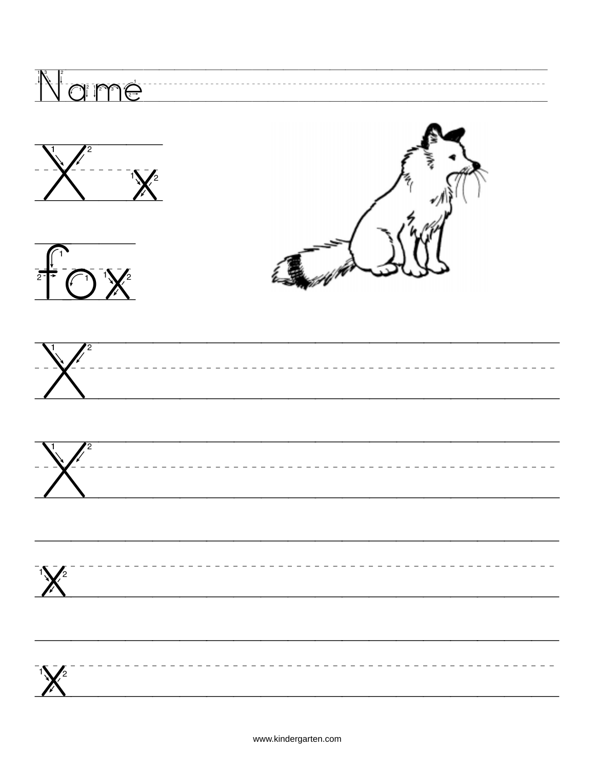Name

X x

fox

X

X

x

x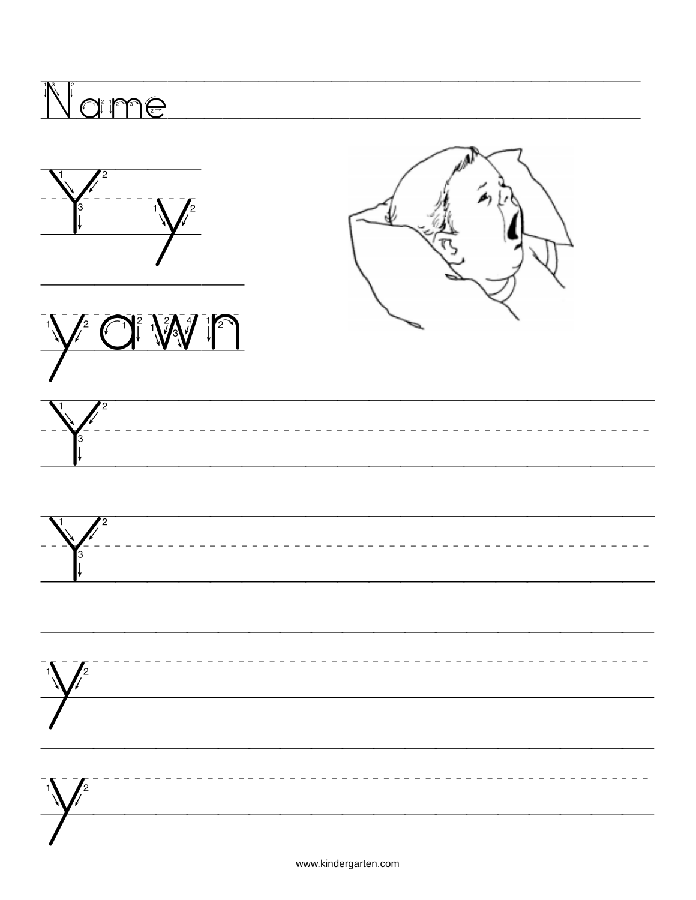Name

Y y

yawn

Y

Y

y

y

www.kindergarten.com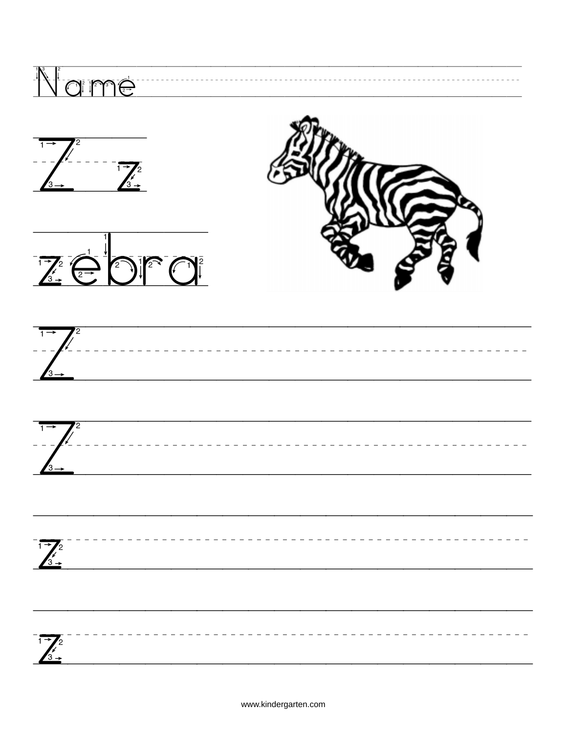Name

Z z

zebra

Z

Z

z

z